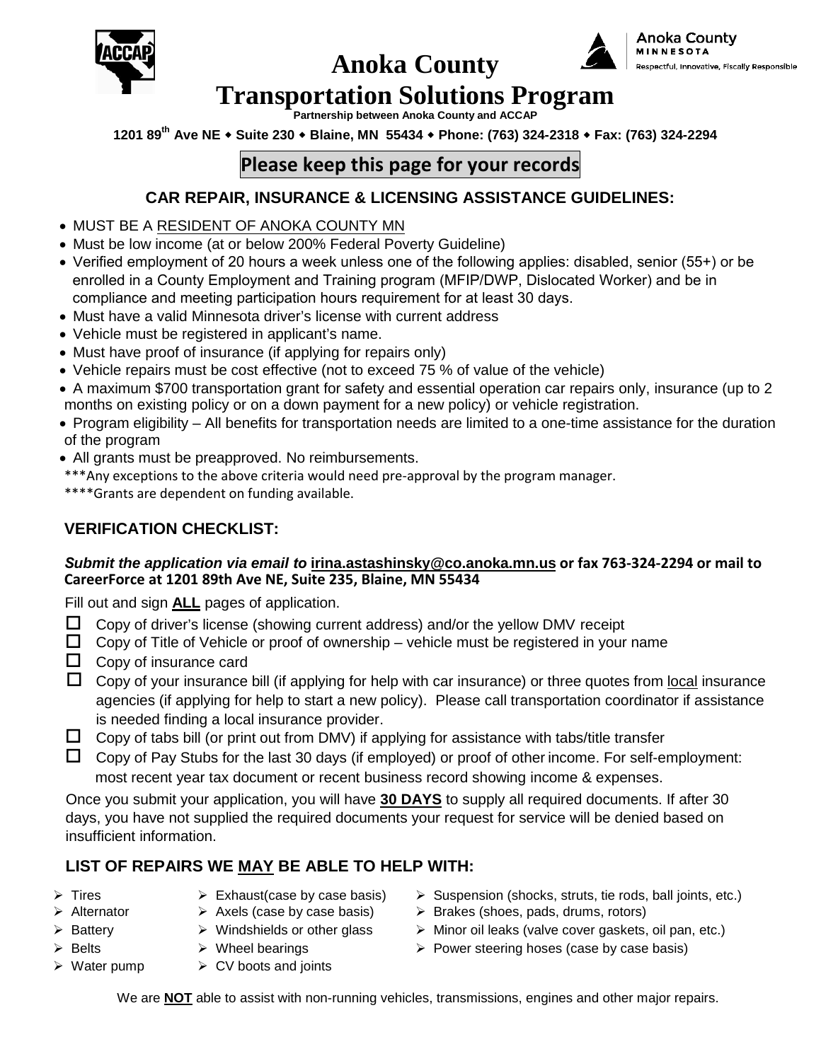# Anoka County

# Transportation Solutions Program

**Partnership between Anoka County and ACCAP**

**1201 89th Ave NE ◆ Suite 230 ◆ Blaine, MN 55434 ◆ Phone: (763) 324-2318 ◆ Fax: (763) 324-2294**

**Please keep this page for your records**

## CAR REPAIR, INSURANCE & LICENSING ASSISTANCE GUIDELINES:

- MUST BE A RESIDENT OF ANOKA COUNTY MN
- Must be low income (at or below 200% Federal Poverty Guideline)
- Verified employment of 20 hours a week unless one of the following applies: disabled, senior (55+) or be enrolled in a County Employment and Training program (MFIP/DWP, Dislocated Worker) and be in compliance and meeting participation hours requirement for at least 30 days.
- Must have a valid Minnesota driver's license with current address
- Vehicle must be registered in applicant's name.
- Must have proof of insurance (if applying for repairs only)
- Vehicle repairs must be cost effective (not to exceed 75 % of value of the vehicle)
- A maximum $700 transportation grant for safety and essential operation car repairs only, insurance (up to 2 months on existing policy or on a down payment for a new policy) or vehicle registration.
- Program eligibility – All benefits for transportation needs are limited to a one-time assistance for the duration of the program
- All grants must be preapproved. No reimbursements.

***Any exceptions to the above criteria would need pre-approval by the program manager.

****Grants are dependent on funding available.

## VERIFICATION CHECKLIST:

***Submit the application via email to* irina.astashinsky@co.anoka.mn.us or fax 763-324-2294 or mail to CareerForce at 1201 89th Ave NE, Suite 235, Blaine, MN 55434**

Fill out and sign **ALL** pages of application.

- ☐ Copy of driver's license (showing current address) and/or the yellow DMV receipt
- ☐ Copy of Title of Vehicle or proof of ownership – vehicle must be registered in your name
- ☐ Copy of insurance card
- ☐ Copy of your insurance bill (if applying for help with car insurance) or three quotes from local insurance agencies (if applying for help to start a new policy). Please call transportation coordinator if assistance is needed finding a local insurance provider.
- ☐ Copy of tabs bill (or print out from DMV) if applying for assistance with tabs/title transfer
- ☐ Copy of Pay Stubs for the last 30 days (if employed) or proof of other income. For self-employment: most recent year tax document or recent business record showing income & expenses.

Once you submit your application, you will have **30 DAYS** to supply all required documents. If after 30 days, you have not supplied the required documents your request for service will be denied based on insufficient information.

## LIST OF REPAIRS WE MAY BE ABLE TO HELP WITH:

- Tires
- Alternator
- Battery
- Belts
- Water pump
- Exhaust(case by case basis)
- Axels (case by case basis)
- Windshields or other glass
- Wheel bearings
- CV boots and joints
- Suspension (shocks, struts, tie rods, ball joints, etc.)
- Brakes (shoes, pads, drums, rotors)
- Minor oil leaks (valve cover gaskets, oil pan, etc.)
- Power steering hoses (case by case basis)

We are **NOT** able to assist with non-running vehicles, transmissions, engines and other major repairs.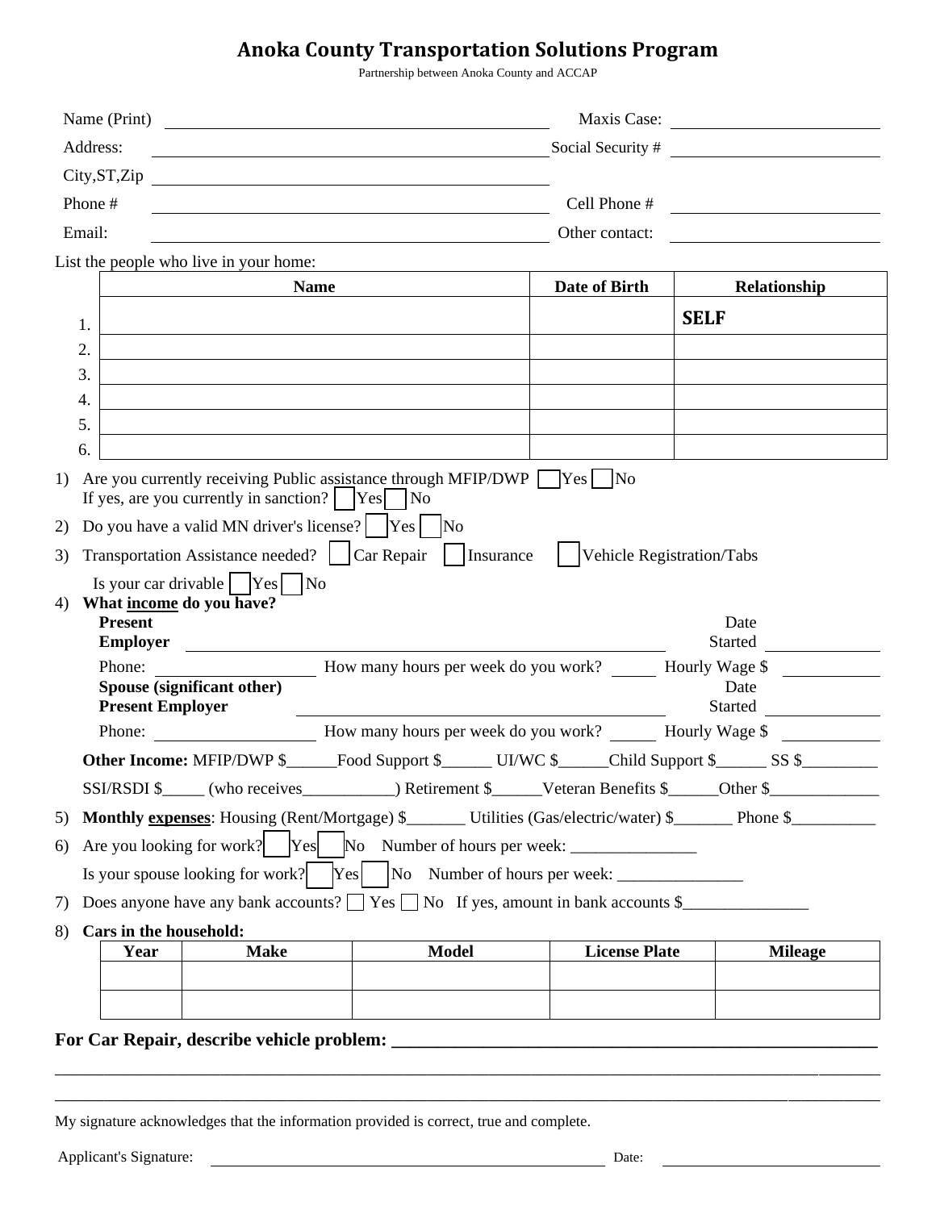# Anoka County Transportation Solutions Program

Partnership between Anoka County and ACCAP

Name (Print) ______________________________ Maxis Case: ____________________

Address: ______________________________ Social Security # ____________________

City,ST,Zip ______________________________

Phone # ______________________________ Cell Phone # ____________________

Email: ______________________________ Other contact: ____________________

List the people who live in your home:

| | Name | Date of Birth | Relationship |
|---|---|---|---|
| 1. | | | **SELF** |
| 2. | | | |
| 3. | | | |
| 4. | | | |
| 5. | | | |
| 6. | | | |

1) Are you currently receiving Public assistance through MFIP/DWP ☐ Yes ☐ No
   If yes, are you currently in sanction? ☐ Yes ☐ No

2) Do you have a valid MN driver's license? ☐ Yes ☐ No

3) Transportation Assistance needed? ☐ Car Repair ☐ Insurance ☐ Vehicle Registration/Tabs

   Is your car drivable ☐ Yes ☐ No

4) **What income do you have?**

   **Present Employer** ______________________________ Date Started ____________

   Phone: ______________ How many hours per week do you work? ______ Hourly Wage $ ____________

   **Spouse (significant other) Present Employer** ______________________________ Date Started ____________

   Phone: ______________ How many hours per week do you work? ______ Hourly Wage $ ____________

   **Other Income:** MFIP/DWP $______Food Support $______ UI/WC $______Child Support $______ SS $_________

   SSI/RSDI $_____ (who receives___________) Retirement $______Veteran Benefits $______Other $_____________

5) **Monthly expenses**: Housing (Rent/Mortgage) $_______ Utilities (Gas/electric/water) $_______ Phone $__________

6) Are you looking for work? ☐ Yes ☐ No Number of hours per week: _______________

   Is your spouse looking for work? ☐ Yes ☐ No Number of hours per week: _______________

7) Does anyone have any bank accounts? ☐ Yes ☐ No If yes, amount in bank accounts $_______________

8) **Cars in the household:**

| Year | Make | Model | License Plate | Mileage |
|---|---|---|---|---|
| | | | | |
| | | | | |

**For Car Repair, describe vehicle problem:** _______________________________________________

_____________________________________________________________________________________

_____________________________________________________________________________________

My signature acknowledges that the information provided is correct, true and complete.

Applicant's Signature: ______________________________ Date: ____________________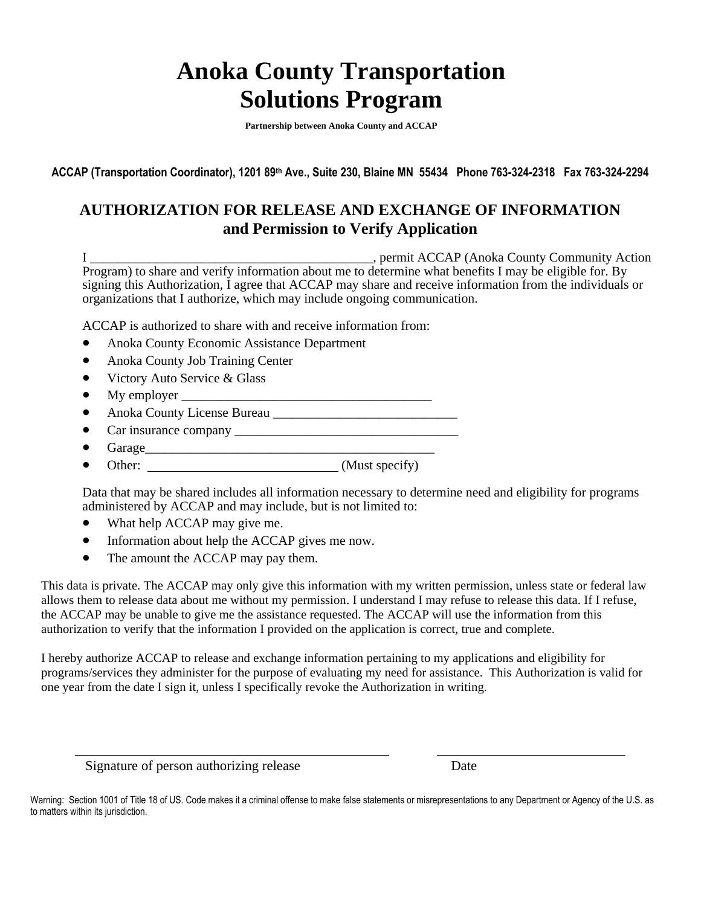# Anoka County Transportation Solutions Program

**Partnership between Anoka County and ACCAP**

**ACCAP (Transportation Coordinator), 1201 89th Ave., Suite 230, Blaine MN 55434 Phone 763-324-2318 Fax 763-324-2294**

## AUTHORIZATION FOR RELEASE AND EXCHANGE OF INFORMATION and Permission to Verify Application

I ___________________________________________, permit ACCAP (Anoka County Community Action Program) to share and verify information about me to determine what benefits I may be eligible for. By signing this Authorization, I agree that ACCAP may share and receive information from the individuals or organizations that I authorize, which may include ongoing communication.

ACCAP is authorized to share with and receive information from:

- Anoka County Economic Assistance Department
- Anoka County Job Training Center
- Victory Auto Service & Glass
- My employer ______________________________________
- Anoka County License Bureau ____________________________
- Car insurance company __________________________________
- Garage_____________________________________________
- Other: ____________________________ (Must specify)

Data that may be shared includes all information necessary to determine need and eligibility for programs administered by ACCAP and may include, but is not limited to:

- What help ACCAP may give me.
- Information about help the ACCAP gives me now.
- The amount the ACCAP may pay them.

This data is private. The ACCAP may only give this information with my written permission, unless state or federal law allows them to release data about me without my permission. I understand I may refuse to release this data. If I refuse, the ACCAP may be unable to give me the assistance requested. The ACCAP will use the information from this authorization to verify that the information I provided on the application is correct, true and complete.

I hereby authorize ACCAP to release and exchange information pertaining to my applications and eligibility for programs/services they administer for the purpose of evaluating my need for assistance. This Authorization is valid for one year from the date I sign it, unless I specifically revoke the Authorization in writing.

_______________________________________ ________________________

Signature of person authorizing release Date

Warning: Section 1001 of Title 18 of US. Code makes it a criminal offense to make false statements or misrepresentations to any Department or Agency of the U.S. as to matters within its jurisdiction.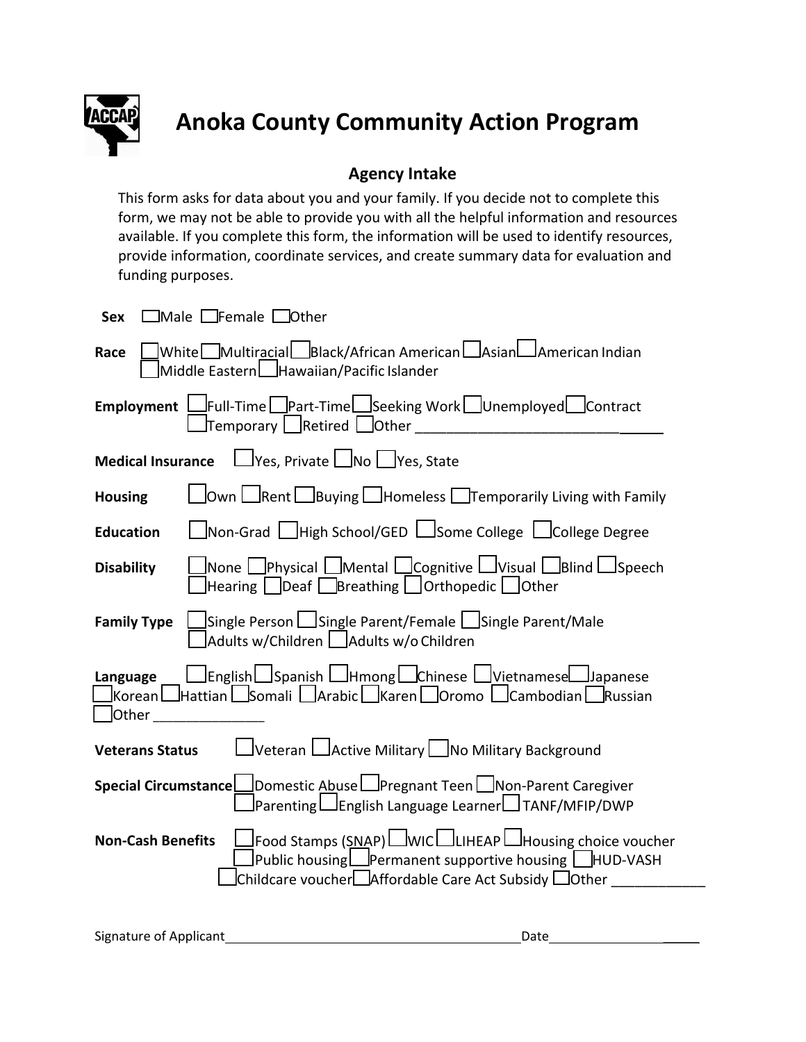# Anoka County Community Action Program

## Agency Intake

This form asks for data about you and your family. If you decide not to complete this form, we may not be able to provide you with all the helpful information and resources available. If you complete this form, the information will be used to identify resources, provide information, coordinate services, and create summary data for evaluation and funding purposes.

**Sex** ☐Male ☐Female ☐Other

**Race** ☐White ☐Multiracial ☐Black/African American ☐Asian ☐American Indian ☐Middle Eastern ☐Hawaiian/Pacific Islander

**Employment** ☐Full-Time ☐Part-Time ☐Seeking Work ☐Unemployed ☐Contract ☐Temporary ☐Retired ☐Other ________________________________

**Medical Insurance** ☐Yes, Private ☐No ☐Yes, State

**Housing** ☐Own ☐Rent ☐Buying ☐Homeless ☐Temporarily Living with Family

**Education** ☐Non-Grad ☐High School/GED ☐Some College ☐College Degree

**Disability** ☐None ☐Physical ☐Mental ☐Cognitive ☐Visual ☐Blind ☐Speech ☐Hearing ☐Deaf ☐Breathing ☐Orthopedic ☐Other

**Family Type** ☐Single Person ☐Single Parent/Female ☐Single Parent/Male ☐Adults w/Children ☐Adults w/o Children

**Language** ☐English ☐Spanish ☐Hmong ☐Chinese ☐Vietnamese ☐Japanese ☐Korean ☐Hattian ☐Somali ☐Arabic ☐Karen ☐Oromo ☐Cambodian ☐Russian ☐Other _______________

**Veterans Status** ☐Veteran ☐Active Military ☐No Military Background

**Special Circumstance** ☐Domestic Abuse ☐Pregnant Teen ☐Non-Parent Caregiver ☐Parenting ☐English Language Learner ☐TANF/MFIP/DWP

**Non-Cash Benefits** ☐Food Stamps (SNAP) ☐WIC ☐LIHEAP ☐Housing choice voucher ☐Public housing ☐Permanent supportive housing ☐HUD-VASH ☐Childcare voucher ☐Affordable Care Act Subsidy ☐Other ____________

Signature of Applicant_____________________________________________ Date_______________________